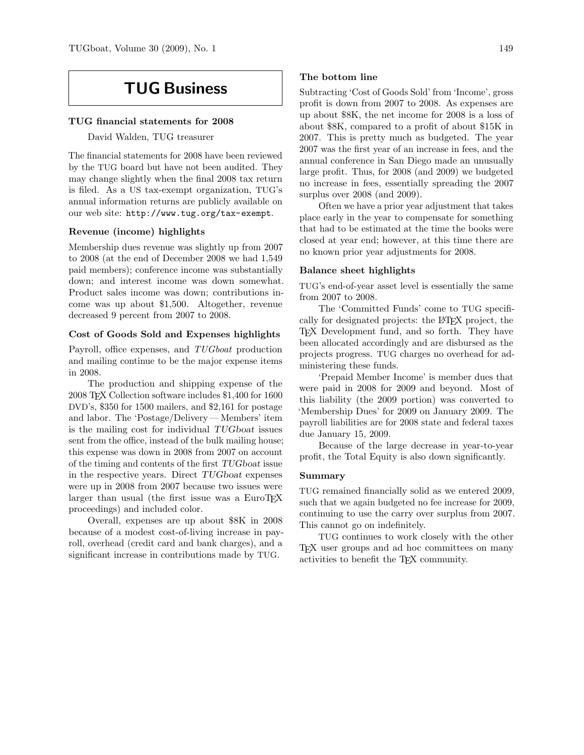# TUG Business

## TUG financial statements for 2008

David Walden, TUG treasurer

The financial statements for 2008 have been reviewed by the TUG board but have not been audited. They may change slightly when the final 2008 tax return is filed. As a US tax-exempt organization, TUG's annual information returns are publicly available on our web site: `http://www.tug.org/tax-exempt`.

### Revenue (income) highlights

Membership dues revenue was slightly up from 2007 to 2008 (at the end of December 2008 we had 1,549 paid members); conference income was substantially down; and interest income was down somewhat. Product sales income was down; contributions income was up about $1,500. Altogether, revenue decreased 9 percent from 2007 to 2008.

### Cost of Goods Sold and Expenses highlights

Payroll, office expenses, and *TUGboat* production and mailing continue to be the major expense items in 2008.

The production and shipping expense of the 2008 TEX Collection software includes $1,400 for 1600 DVD's, $350 for 1500 mailers, and $2,161 for postage and labor. The 'Postage/Delivery — Members' item is the mailing cost for individual *TUGboat* issues sent from the office, instead of the bulk mailing house; this expense was down in 2008 from 2007 on account of the timing and contents of the first *TUGboat* issue in the respective years. Direct *TUGboat* expenses were up in 2008 from 2007 because two issues were larger than usual (the first issue was a EuroTEX proceedings) and included color.

Overall, expenses are up about $8K in 2008 because of a modest cost-of-living increase in payroll, overhead (credit card and bank charges), and a significant increase in contributions made by TUG.

### The bottom line

Subtracting 'Cost of Goods Sold' from 'Income', gross profit is down from 2007 to 2008. As expenses are up about $8K, the net income for 2008 is a loss of about $8K, compared to a profit of about $15K in 2007. This is pretty much as budgeted. The year 2007 was the first year of an increase in fees, and the annual conference in San Diego made an unusually large profit. Thus, for 2008 (and 2009) we budgeted no increase in fees, essentially spreading the 2007 surplus over 2008 (and 2009).

Often we have a prior year adjustment that takes place early in the year to compensate for something that had to be estimated at the time the books were closed at year end; however, at this time there are no known prior year adjustments for 2008.

### Balance sheet highlights

TUG's end-of-year asset level is essentially the same from 2007 to 2008.

The 'Committed Funds' come to TUG specifically for designated projects: the LATEX project, the TEX Development fund, and so forth. They have been allocated accordingly and are disbursed as the projects progress. TUG charges no overhead for administering these funds.

'Prepaid Member Income' is member dues that were paid in 2008 for 2009 and beyond. Most of this liability (the 2009 portion) was converted to 'Membership Dues' for 2009 on January 2009. The payroll liabilities are for 2008 state and federal taxes due January 15, 2009.

Because of the large decrease in year-to-year profit, the Total Equity is also down significantly.

### Summary

TUG remained financially solid as we entered 2009, such that we again budgeted no fee increase for 2009, continuing to use the carry over surplus from 2007. This cannot go on indefinitely.

TUG continues to work closely with the other TEX user groups and ad hoc committees on many activities to benefit the TEX community.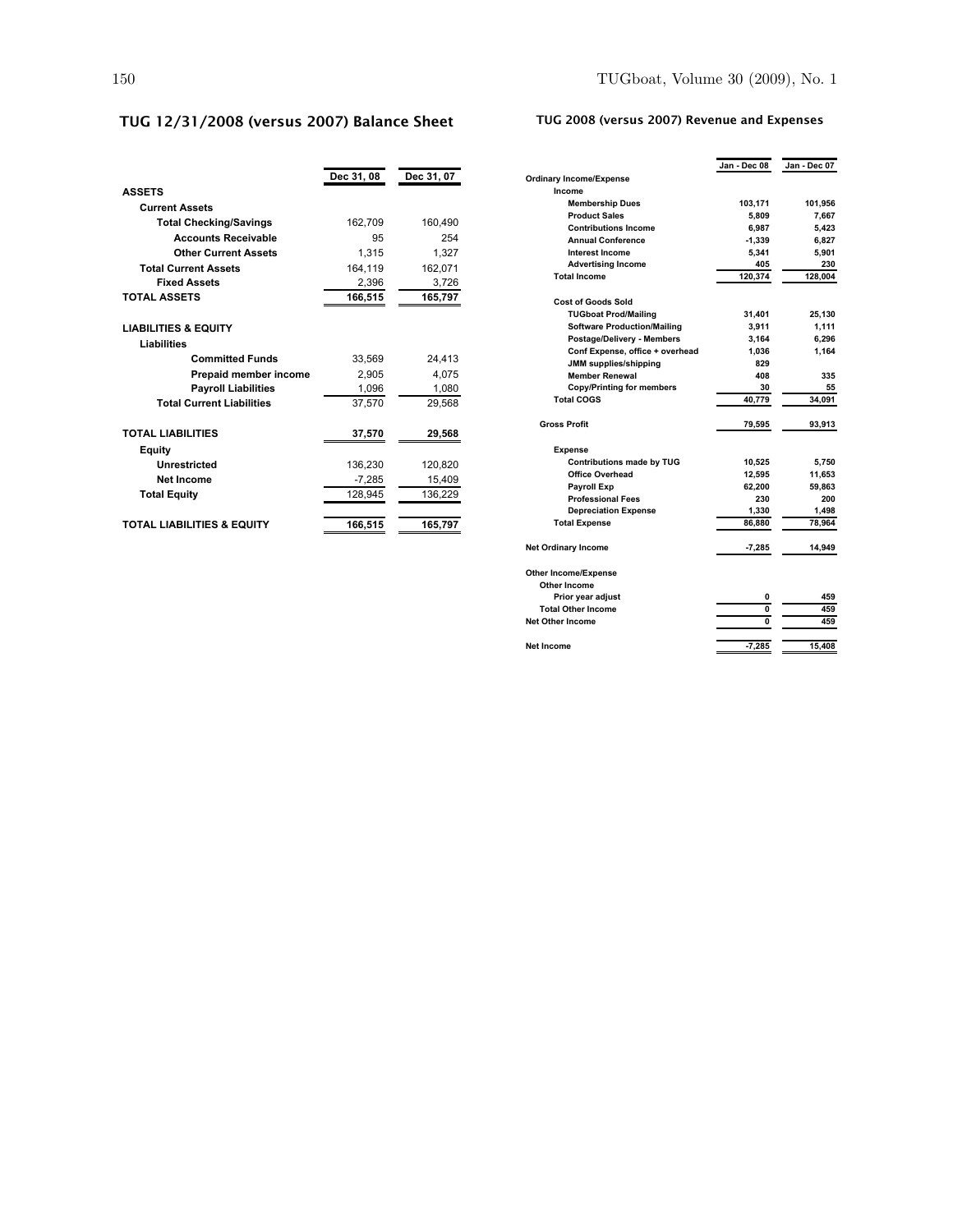## TUG 12/31/2008 (versus 2007) Balance Sheet

| | Dec 31, 08 | Dec 31, 07 |
|---|---|---|
| **ASSETS** | | |
| **Current Assets** | | |
| **Total Checking/Savings** | 162,709 | 160,490 |
| **Accounts Receivable** | 95 | 254 |
| **Other Current Assets** | 1,315 | 1,327 |
| **Total Current Assets** | 164,119 | 162,071 |
| **Fixed Assets** | 2,396 | 3,726 |
| **TOTAL ASSETS** | 166,515 | 165,797 |
| **LIABILITIES & EQUITY** | | |
| **Liabilities** | | |
| **Committed Funds** | 33,569 | 24,413 |
| **Prepaid member income** | 2,905 | 4,075 |
| **Payroll Liabilities** | 1,096 | 1,080 |
| **Total Current Liabilities** | 37,570 | 29,568 |
| **TOTAL LIABILITIES** | 37,570 | 29,568 |
| **Equity** | | |
| **Unrestricted** | 136,230 | 120,820 |
| **Net Income** | -7,285 | 15,409 |
| **Total Equity** | 128,945 | 136,229 |
| **TOTAL LIABILITIES & EQUITY** | 166,515 | 165,797 |

## TUG 2008 (versus 2007) Revenue and Expenses

| | Jan - Dec 08 | Jan - Dec 07 |
|---|---|---|
| **Ordinary Income/Expense** | | |
| **Income** | | |
| **Membership Dues** | 103,171 | 101,956 |
| **Product Sales** | 5,809 | 7,667 |
| **Contributions Income** | 6,987 | 5,423 |
| **Annual Conference** | -1,339 | 6,827 |
| **Interest Income** | 5,341 | 5,901 |
| **Advertising Income** | 405 | 230 |
| **Total Income** | 120,374 | 128,004 |
| **Cost of Goods Sold** | | |
| **TUGboat Prod/Mailing** | 31,401 | 25,130 |
| **Software Production/Mailing** | 3,911 | 1,111 |
| **Postage/Delivery - Members** | 3,164 | 6,296 |
| **Conf Expense, office + overhead** | 1,036 | 1,164 |
| **JMM supplies/shipping** | 829 | |
| **Member Renewal** | 408 | 335 |
| **Copy/Printing for members** | 30 | 55 |
| **Total COGS** | 40,779 | 34,091 |
| **Gross Profit** | 79,595 | 93,913 |
| **Expense** | | |
| **Contributions made by TUG** | 10,525 | 5,750 |
| **Office Overhead** | 12,595 | 11,653 |
| **Payroll Exp** | 62,200 | 59,863 |
| **Professional Fees** | 230 | 200 |
| **Depreciation Expense** | 1,330 | 1,498 |
| **Total Expense** | 86,880 | 78,964 |
| **Net Ordinary Income** | -7,285 | 14,949 |
| **Other Income/Expense** | | |
| **Other Income** | | |
| **Prior year adjust** | 0 | 459 |
| **Total Other Income** | 0 | 459 |
| **Net Other Income** | 0 | 459 |
| **Net Income** | -7,285 | 15,408 |